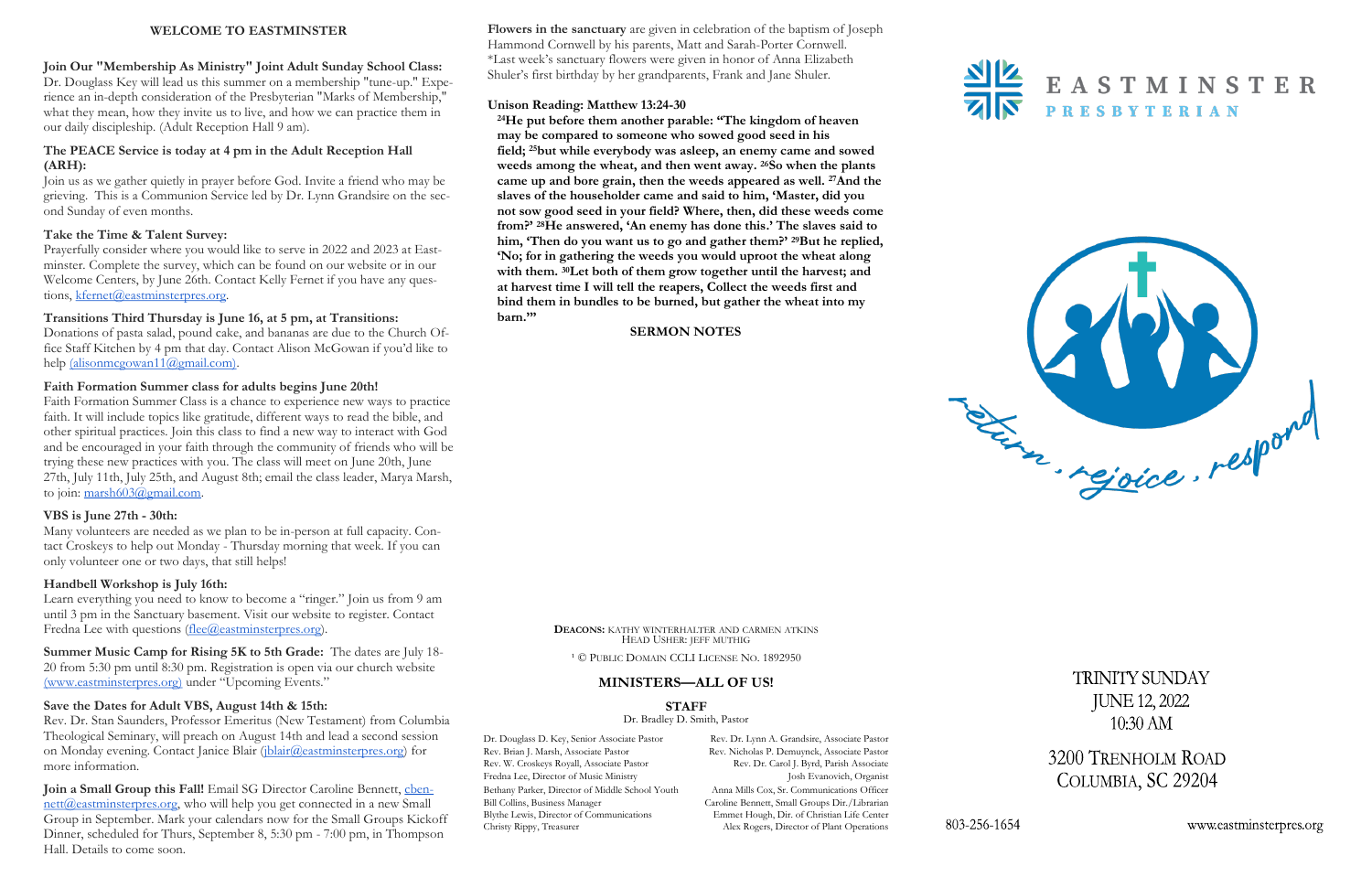## WELCOME TO EASTMINSTER

**Join Our "Membership As Ministry" Joint Adult Sunday School Class:** Dr. Douglass Key will lead us this summer on a membership "tune-up." Experience an in-depth consideration of the Presbyterian "Marks of Membership," what they mean, how they invite us to live, and how we can practice them in our daily discipleship. (Adult Reception Hall 9 am).

**The PEACE Service is today at 4 pm in the Adult Reception Hall (ARH):**

Join us as we gather quietly in prayer before God. Invite a friend who may be grieving. This is a Communion Service led by Dr. Lynn Grandsire on the second Sunday of even months.

**Take the Time & Talent Survey:**

Prayerfully consider where you would like to serve in 2022 and 2023 at Eastminster. Complete the survey, which can be found on our website or in our Welcome Centers, by June 26th. Contact Kelly Fernet if you have any questions, kfernet@eastminsterpres.org.

**Transitions Third Thursday is June 16, at 5 pm, at Transitions:**

Donations of pasta salad, pound cake, and bananas are due to the Church Office Staff Kitchen by 4 pm that day. Contact Alison McGowan if you'd like to help (alisonmcgowan11@gmail.com).

**Faith Formation Summer class for adults begins June 20th!**

Faith Formation Summer Class is a chance to experience new ways to practice faith. It will include topics like gratitude, different ways to read the bible, and other spiritual practices. Join this class to find a new way to interact with God and be encouraged in your faith through the community of friends who will be trying these new practices with you. The class will meet on June 20th, June 27th, July 11th, July 25th, and August 8th; email the class leader, Marya Marsh, to join: marsh603@gmail.com.

**VBS is June 27th - 30th:**

Many volunteers are needed as we plan to be in-person at full capacity. Contact Croskeys to help out Monday - Thursday morning that week. If you can only volunteer one or two days, that still helps!

**Handbell Workshop is July 16th:**

Learn everything you need to know to become a "ringer." Join us from 9 am until 3 pm in the Sanctuary basement. Visit our website to register. Contact Fredna Lee with questions (flee@eastminsterpres.org).

**Summer Music Camp for Rising 5K to 5th Grade:** The dates are July 18-20 from 5:30 pm until 8:30 pm. Registration is open via our church website (www.eastminsterpres.org) under "Upcoming Events."

**Save the Dates for Adult VBS, August 14th & 15th:**

Rev. Dr. Stan Saunders, Professor Emeritus (New Testament) from Columbia Theological Seminary, will preach on August 14th and lead a second session on Monday evening. Contact Janice Blair (jblair@eastminsterpres.org) for more information.

**Join a Small Group this Fall!** Email SG Director Caroline Bennett, cbennett@eastminsterpres.org, who will help you get connected in a new Small Group in September. Mark your calendars now for the Small Groups Kickoff Dinner, scheduled for Thurs, September 8, 5:30 pm - 7:00 pm, in Thompson Hall. Details to come soon.

**Flowers in the sanctuary** are given in celebration of the baptism of Joseph Hammond Cornwell by his parents, Matt and Sarah-Porter Cornwell. *Last week's sanctuary flowers were given in honor of Anna Elizabeth Shuler's first birthday by her grandparents, Frank and Jane Shuler.

**Unison Reading: Matthew 13:24-30**

**[24]He put before them another parable: "The kingdom of heaven may be compared to someone who sowed good seed in his field; [25]but while everybody was asleep, an enemy came and sowed weeds among the wheat, and then went away. [26]So when the plants came up and bore grain, then the weeds appeared as well. [27]And the slaves of the householder came and said to him, 'Master, did you not sow good seed in your field? Where, then, did these weeds come from?' [28]He answered, 'An enemy has done this.' The slaves said to him, 'Then do you want us to go and gather them?' [29]But he replied, 'No; for in gathering the weeds you would uproot the wheat along with them. [30]Let both of them grow together until the harvest; and at harvest time I will tell the reapers, Collect the weeds first and bind them in bundles to be burned, but gather the wheat into my barn.'"**

**SERMON NOTES**

**DEACONS:** KATHY WINTERHALTER AND CARMEN ATKINS
HEAD USHER: JEFF MUTHIG

[1] © PUBLIC DOMAIN CCLI LICENSE NO. 1892950

### MINISTERS—ALL OF US!

**STAFF**

Dr. Bradley D. Smith, Pastor

Dr. Douglass D. Key, Senior Associate Pastor
Rev. Brian J. Marsh, Associate Pastor
Rev. W. Croskeys Royall, Associate Pastor
Fredna Lee, Director of Music Ministry
Bethany Parker, Director of Middle School Youth
Bill Collins, Business Manager
Blythe Lewis, Director of Communications
Christy Rippy, Treasurer

Rev. Dr. Lynn A. Grandsire, Associate Pastor
Rev. Nicholas P. Demuynck, Associate Pastor
Rev. Dr. Carol J. Byrd, Parish Associate
Josh Evanovich, Organist
Anna Mills Cox, Sr. Communications Officer
Caroline Bennett, Small Groups Dir./Librarian
Emmet Hough, Dir. of Christian Life Center
Alex Rogers, Director of Plant Operations

# EASTMINSTER
## PRESBYTERIAN

return . rejoice . respond

TRINITY SUNDAY
JUNE 12, 2022
10:30 AM

3200 TRENHOLM ROAD
COLUMBIA, SC 29204

803-256-1654

www.eastminsterpres.org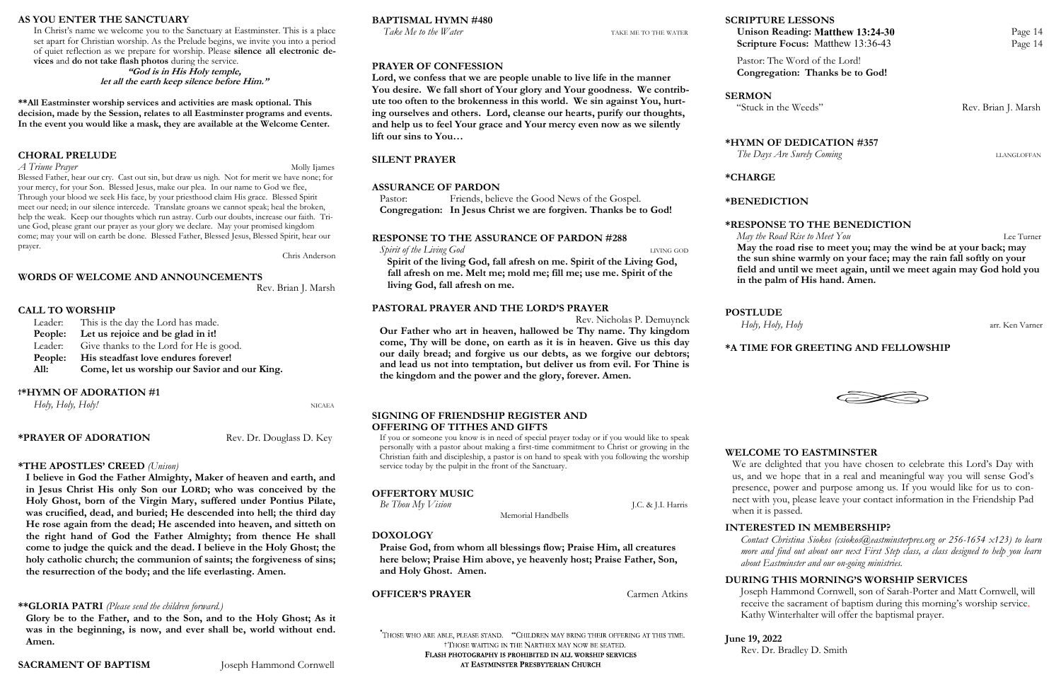## AS YOU ENTER THE SANCTUARY

In Christ's name we welcome you to the Sanctuary at Eastminster. This is a place set apart for Christian worship. As the Prelude begins, we invite you into a period of quiet reflection as we prepare for worship. Please **silence all electronic devices** and **do not take flash photos** during the service.

***"God is in His Holy temple, let all the earth keep silence before Him."***

**\*\*All Eastminster worship services and activities are mask optional. This decision, made by the Session, relates to all Eastminster programs and events. In the event you would like a mask, they are available at the Welcome Center.**

## CHORAL PRELUDE

*A Triune Prayer* — Molly Ijames

Blessed Father, hear our cry. Cast out sin, but draw us nigh. Not for merit we have none; for your mercy, for your Son. Blessed Jesus, make our plea. In our name to God we flee, Through your blood we seek His face, by your priesthood claim His grace. Blessed Spirit meet our need; in our silence intercede. Translate groans we cannot speak; heal the broken, help the weak. Keep our thoughts which run astray. Curb our doubts, increase our faith. Triune God, please grant our prayer as your glory we declare. May your promised kingdom come; may your will on earth be done. Blessed Father, Blessed Jesus, Blessed Spirit, hear our prayer.

Chris Anderson

## WORDS OF WELCOME AND ANNOUNCEMENTS

Rev. Brian J. Marsh

## CALL TO WORSHIP

Leader: This is the day the Lord has made.
**People: Let us rejoice and be glad in it!**
Leader: Give thanks to the Lord for He is good.
**People: His steadfast love endures forever!**
**All: Come, let us worship our Savior and our King.**

## †\*HYMN OF ADORATION #1

*Holy, Holy, Holy!* — NICAEA

## \*PRAYER OF ADORATION

Rev. Dr. Douglass D. Key

## \*THE APOSTLES' CREED *(Unison)*

**I believe in God the Father Almighty, Maker of heaven and earth, and in Jesus Christ His only Son our LORD; who was conceived by the Holy Ghost, born of the Virgin Mary, suffered under Pontius Pilate, was crucified, dead, and buried; He descended into hell; the third day He rose again from the dead; He ascended into heaven, and sitteth on the right hand of God the Father Almighty; from thence He shall come to judge the quick and the dead. I believe in the Holy Ghost; the holy catholic church; the communion of saints; the forgiveness of sins; the resurrection of the body; and the life everlasting. Amen.**

## \*\*GLORIA PATRI *(Please send the children forward.)*

**Glory be to the Father, and to the Son, and to the Holy Ghost; As it was in the beginning, is now, and ever shall be, world without end. Amen.**

## SACRAMENT OF BAPTISM

Joseph Hammond Cornwell

## BAPTISMAL HYMN #480

*Take Me to the Water* — TAKE ME TO THE WATER

## PRAYER OF CONFESSION

**Lord, we confess that we are people unable to live life in the manner You desire. We fall short of Your glory and Your goodness. We contribute too often to the brokenness in this world. We sin against You, hurting ourselves and others. Lord, cleanse our hearts, purify our thoughts, and help us to feel Your grace and Your mercy even now as we silently lift our sins to You…**

## SILENT PRAYER

## ASSURANCE OF PARDON

Pastor: Friends, believe the Good News of the Gospel.
**Congregation: In Jesus Christ we are forgiven. Thanks be to God!**

## RESPONSE TO THE ASSURANCE OF PARDON #288

*Spirit of the Living God* — LIVING GOD

**Spirit of the living God, fall afresh on me. Spirit of the Living God, fall afresh on me. Melt me; mold me; fill me; use me. Spirit of the living God, fall afresh on me.**

## PASTORAL PRAYER AND THE LORD'S PRAYER

Rev. Nicholas P. Demuynck

**Our Father who art in heaven, hallowed be Thy name. Thy kingdom come, Thy will be done, on earth as it is in heaven. Give us this day our daily bread; and forgive us our debts, as we forgive our debtors; and lead us not into temptation, but deliver us from evil. For Thine is the kingdom and the power and the glory, forever. Amen.**

## SIGNING OF FRIENDSHIP REGISTER AND OFFERING OF TITHES AND GIFTS

If you or someone you know is in need of special prayer today or if you would like to speak personally with a pastor about making a first-time commitment to Christ or growing in the Christian faith and discipleship, a pastor is on hand to speak with you following the worship service today by the pulpit in the front of the Sanctuary.

## OFFERTORY MUSIC

*Be Thou My Vision* — J.C. & J.I. Harris

Memorial Handbells

## DOXOLOGY

**Praise God, from whom all blessings flow; Praise Him, all creatures here below; Praise Him above, ye heavenly host; Praise Father, Son, and Holy Ghost. Amen.**

## OFFICER'S PRAYER

Carmen Atkins

\*THOSE WHO ARE ABLE, PLEASE STAND. \*\*CHILDREN MAY BRING THEIR OFFERING AT THIS TIME.
†THOSE WAITING IN THE NARTHEX MAY NOW BE SEATED.
**FLASH PHOTOGRAPHY IS PROHIBITED IN ALL WORSHIP SERVICES AT EASTMINSTER PRESBYTERIAN CHURCH**

## SCRIPTURE LESSONS

**Unison Reading: Matthew 13:24-30** — Page 14
**Scripture Focus:** Matthew 13:36-43 — Page 14

Pastor: The Word of the Lord!
**Congregation: Thanks be to God!**

## SERMON

"Stuck in the Weeds" — Rev. Brian J. Marsh

## \*HYMN OF DEDICATION #357

*The Days Are Surely Coming* — LLANGLOFFAN

## \*CHARGE

## \*BENEDICTION

## \*RESPONSE TO THE BENEDICTION

*May the Road Rise to Meet You* — Lee Turner

**May the road rise to meet you; may the wind be at your back; may the sun shine warmly on your face; may the rain fall softly on your field and until we meet again, until we meet again may God hold you in the palm of His hand. Amen.**

## POSTLUDE

*Holy, Holy, Holy* — arr. Ken Varner

## \*A TIME FOR GREETING AND FELLOWSHIP

## WELCOME TO EASTMINSTER

We are delighted that you have chosen to celebrate this Lord's Day with us, and we hope that in a real and meaningful way you will sense God's presence, power and purpose among us. If you would like for us to connect with you, please leave your contact information in the Friendship Pad when it is passed.

## INTERESTED IN MEMBERSHIP?

*Contact Christina Siokos (csiokos@eastminsterpres.org or 256-1654 x123) to learn more and find out about our next First Step class, a class designed to help you learn about Eastminster and our on-going ministries.*

## DURING THIS MORNING'S WORSHIP SERVICES

Joseph Hammond Cornwell, son of Sarah-Porter and Matt Cornwell, will receive the sacrament of baptism during this morning's worship service. Kathy Winterhalter will offer the baptismal prayer.

**June 19, 2022**
Rev. Dr. Bradley D. Smith